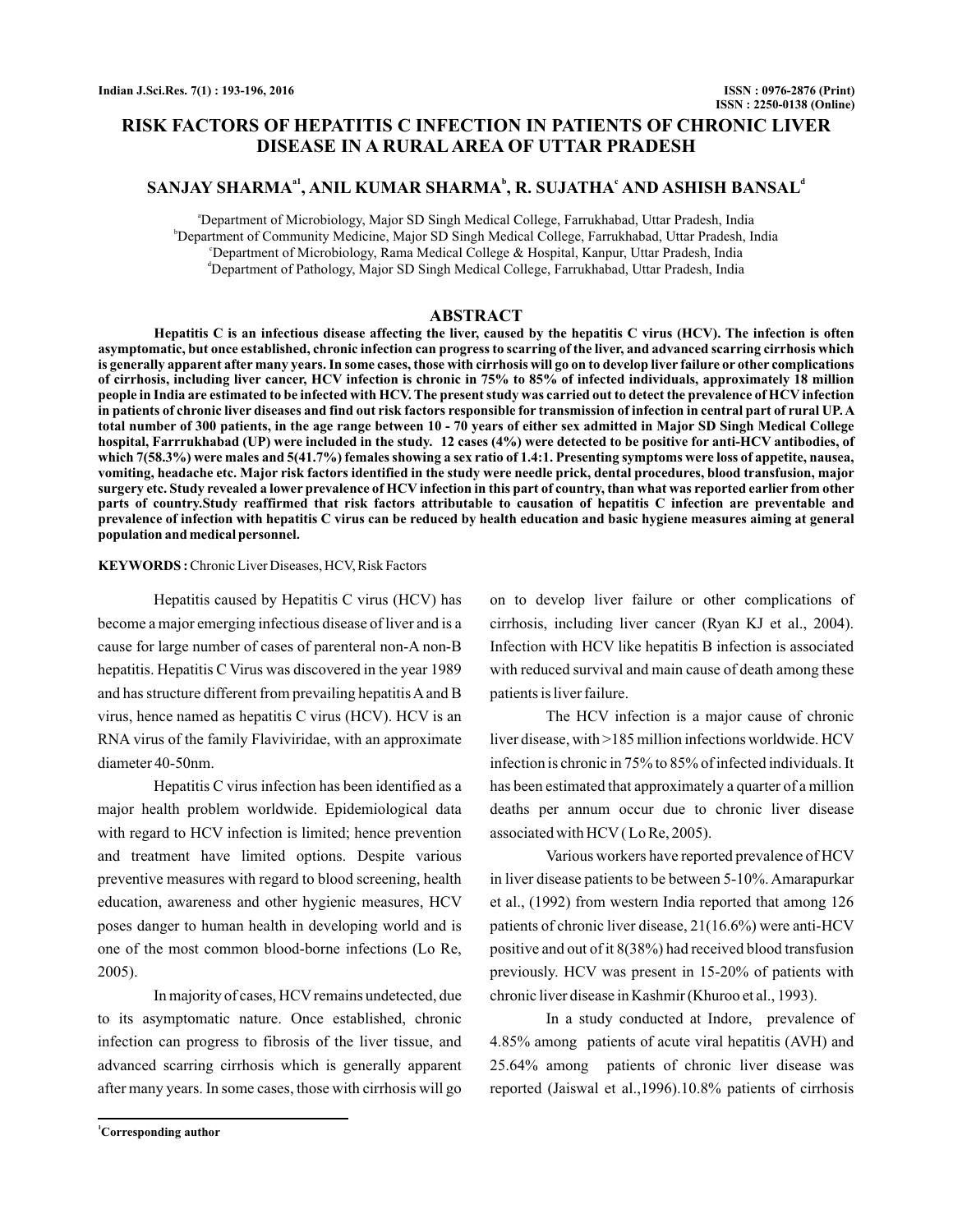# RISK FACTORS OF HEPATITIS C INFECTION IN PATIENTS OF CHRONIC LIVER DISEASE IN A RURAL AREA OF UTTAR PRADESH

**SANJAY SHARMA[a1], ANIL KUMAR SHARMA[b], R. SUJATHA[c] AND ASHISH BANSAL[d]**

[a]Department of Microbiology, Major SD Singh Medical College, Farrukhabad, Uttar Pradesh, India
[b]Department of Community Medicine, Major SD Singh Medical College, Farrukhabad, Uttar Pradesh, India
[c]Department of Microbiology, Rama Medical College & Hospital, Kanpur, Uttar Pradesh, India
[d]Department of Pathology, Major SD Singh Medical College, Farrukhabad, Uttar Pradesh, India

## ABSTRACT

**Hepatitis C is an infectious disease affecting the liver, caused by the hepatitis C virus (HCV). The infection is often asymptomatic, but once established, chronic infection can progress to scarring of the liver, and advanced scarring cirrhosis which is generally apparent after many years. In some cases, those with cirrhosis will go on to develop liver failure or other complications of cirrhosis, including liver cancer, HCV infection is chronic in 75% to 85% of infected individuals, approximately 18 million people in India are estimated to be infected with HCV. The present study was carried out to detect the prevalence of HCV infection in patients of chronic liver diseases and find out risk factors responsible for transmission of infection in central part of rural UP. A total number of 300 patients, in the age range between 10 - 70 years of either sex admitted in Major SD Singh Medical College hospital, Farrrukhabad (UP) were included in the study. 12 cases (4%) were detected to be positive for anti-HCV antibodies, of which 7(58.3%) were males and 5(41.7%) females showing a sex ratio of 1.4:1. Presenting symptoms were loss of appetite, nausea, vomiting, headache etc. Major risk factors identified in the study were needle prick, dental procedures, blood transfusion, major surgery etc. Study revealed a lower prevalence of HCV infection in this part of country, than what was reported earlier from other parts of country.Study reaffirmed that risk factors attributable to causation of hepatitis C infection are preventable and prevalence of infection with hepatitis C virus can be reduced by health education and basic hygiene measures aiming at general population and medical personnel.**

**KEYWORDS :** Chronic Liver Diseases, HCV, Risk Factors

Hepatitis caused by Hepatitis C virus (HCV) has become a major emerging infectious disease of liver and is a cause for large number of cases of parenteral non-A non-B hepatitis. Hepatitis C Virus was discovered in the year 1989 and has structure different from prevailing hepatitis A and B virus, hence named as hepatitis C virus (HCV). HCV is an RNA virus of the family Flaviviridae, with an approximate diameter 40-50nm.

Hepatitis C virus infection has been identified as a major health problem worldwide. Epidemiological data with regard to HCV infection is limited; hence prevention and treatment have limited options. Despite various preventive measures with regard to blood screening, health education, awareness and other hygienic measures, HCV poses danger to human health in developing world and is one of the most common blood-borne infections (Lo Re, 2005).

In majority of cases, HCV remains undetected, due to its asymptomatic nature. Once established, chronic infection can progress to fibrosis of the liver tissue, and advanced scarring cirrhosis which is generally apparent after many years. In some cases, those with cirrhosis will go on to develop liver failure or other complications of cirrhosis, including liver cancer (Ryan KJ et al., 2004). Infection with HCV like hepatitis B infection is associated with reduced survival and main cause of death among these patients is liver failure.

The HCV infection is a major cause of chronic liver disease, with >185 million infections worldwide. HCV infection is chronic in 75% to 85% of infected individuals. It has been estimated that approximately a quarter of a million deaths per annum occur due to chronic liver disease associated with HCV ( Lo Re, 2005).

Various workers have reported prevalence of HCV in liver disease patients to be between 5-10%. Amarapurkar et al., (1992) from western India reported that among 126 patients of chronic liver disease, 21(16.6%) were anti-HCV positive and out of it 8(38%) had received blood transfusion previously. HCV was present in 15-20% of patients with chronic liver disease in Kashmir (Khuroo et al., 1993).

In a study conducted at Indore, prevalence of 4.85% among patients of acute viral hepatitis (AVH) and 25.64% among patients of chronic liver disease was reported (Jaiswal et al.,1996).10.8% patients of cirrhosis

[1]Corresponding author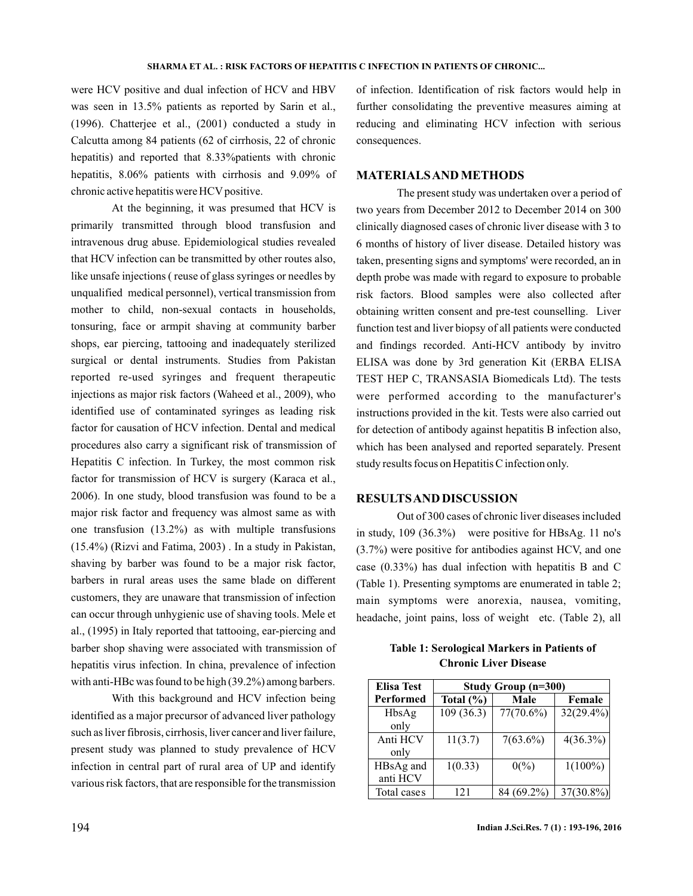were HCV positive and dual infection of HCV and HBV was seen in 13.5% patients as reported by Sarin et al., (1996). Chatterjee et al., (2001) conducted a study in Calcutta among 84 patients (62 of cirrhosis, 22 of chronic hepatitis) and reported that 8.33%patients with chronic hepatitis, 8.06% patients with cirrhosis and 9.09% of chronic active hepatitis were HCV positive.

At the beginning, it was presumed that HCV is primarily transmitted through blood transfusion and intravenous drug abuse. Epidemiological studies revealed that HCV infection can be transmitted by other routes also, like unsafe injections ( reuse of glass syringes or needles by unqualified medical personnel), vertical transmission from mother to child, non-sexual contacts in households, tonsuring, face or armpit shaving at community barber shops, ear piercing, tattooing and inadequately sterilized surgical or dental instruments. Studies from Pakistan reported re-used syringes and frequent therapeutic injections as major risk factors (Waheed et al., 2009), who identified use of contaminated syringes as leading risk factor for causation of HCV infection. Dental and medical procedures also carry a significant risk of transmission of Hepatitis C infection. In Turkey, the most common risk factor for transmission of HCV is surgery (Karaca et al., 2006). In one study, blood transfusion was found to be a major risk factor and frequency was almost same as with one transfusion (13.2%) as with multiple transfusions (15.4%) (Rizvi and Fatima, 2003) . In a study in Pakistan, shaving by barber was found to be a major risk factor, barbers in rural areas uses the same blade on different customers, they are unaware that transmission of infection can occur through unhygienic use of shaving tools. Mele et al., (1995) in Italy reported that tattooing, ear-piercing and barber shop shaving were associated with transmission of hepatitis virus infection. In china, prevalence of infection with anti-HBc was found to be high (39.2%) among barbers.

With this background and HCV infection being identified as a major precursor of advanced liver pathology such as liver fibrosis, cirrhosis, liver cancer and liver failure, present study was planned to study prevalence of HCV infection in central part of rural area of UP and identify various risk factors, that are responsible for the transmission of infection. Identification of risk factors would help in further consolidating the preventive measures aiming at reducing and eliminating HCV infection with serious consequences.

## MATERIALS AND METHODS

The present study was undertaken over a period of two years from December 2012 to December 2014 on 300 clinically diagnosed cases of chronic liver disease with 3 to 6 months of history of liver disease. Detailed history was taken, presenting signs and symptoms' were recorded, an in depth probe was made with regard to exposure to probable risk factors. Blood samples were also collected after obtaining written consent and pre-test counselling. Liver function test and liver biopsy of all patients were conducted and findings recorded. Anti-HCV antibody by invitro ELISA was done by 3rd generation Kit (ERBA ELISA TEST HEP C, TRANSASIA Biomedicals Ltd). The tests were performed according to the manufacturer's instructions provided in the kit. Tests were also carried out for detection of antibody against hepatitis B infection also, which has been analysed and reported separately. Present study results focus on Hepatitis C infection only.

## RESULTS AND DISCUSSION

Out of 300 cases of chronic liver diseases included in study, 109 (36.3%) were positive for HBsAg. 11 no's (3.7%) were positive for antibodies against HCV, and one case (0.33%) has dual infection with hepatitis B and C (Table 1). Presenting symptoms are enumerated in table 2; main symptoms were anorexia, nausea, vomiting, headache, joint pains, loss of weight etc. (Table 2), all

**Table 1: Serological Markers in Patients of Chronic Liver Disease**

| Elisa Test Performed | Study Group (n=300) | | |
|---|---|---|---|
| | Total (%) | Male | Female |
| HbsAg only | 109 (36.3) | 77(70.6%) | 32(29.4%) |
| Anti HCV only | 11(3.7) | 7(63.6%) | 4(36.3%) |
| HBsAg and anti HCV | 1(0.33) | 0(%) | 1(100%) |
| Total cases | 121 | 84 (69.2%) | 37(30.8%) |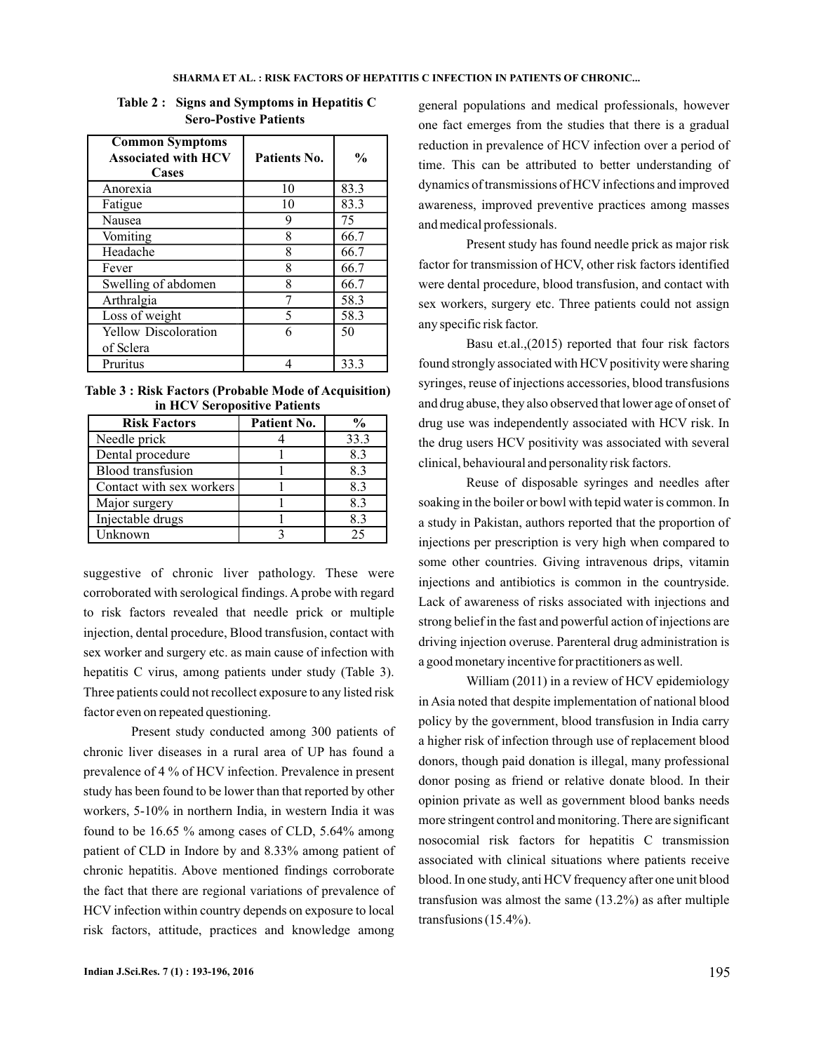**Table 2 : Signs and Symptoms in Hepatitis C Sero-Postive Patients**

| Common Symptoms Associated with HCV Cases | Patients No. | % |
|---|---|---|
| Anorexia | 10 | 83.3 |
| Fatigue | 10 | 83.3 |
| Nausea | 9 | 75 |
| Vomiting | 8 | 66.7 |
| Headache | 8 | 66.7 |
| Fever | 8 | 66.7 |
| Swelling of abdomen | 8 | 66.7 |
| Arthralgia | 7 | 58.3 |
| Loss of weight | 5 | 58.3 |
| Yellow Discoloration of Sclera | 6 | 50 |
| Pruritus | 4 | 33.3 |

**Table 3 : Risk Factors (Probable Mode of Acquisition) in HCV Seropositive Patients**

| Risk Factors | Patient No. | % |
|---|---|---|
| Needle prick | 4 | 33.3 |
| Dental procedure | 1 | 8.3 |
| Blood transfusion | 1 | 8.3 |
| Contact with sex workers | 1 | 8.3 |
| Major surgery | 1 | 8.3 |
| Injectable drugs | 1 | 8.3 |
| Unknown | 3 | 25 |

suggestive of chronic liver pathology. These were corroborated with serological findings. A probe with regard to risk factors revealed that needle prick or multiple injection, dental procedure, Blood transfusion, contact with sex worker and surgery etc. as main cause of infection with hepatitis C virus, among patients under study (Table 3). Three patients could not recollect exposure to any listed risk factor even on repeated questioning.

Present study conducted among 300 patients of chronic liver diseases in a rural area of UP has found a prevalence of 4 % of HCV infection. Prevalence in present study has been found to be lower than that reported by other workers, 5-10% in northern India, in western India it was found to be 16.65 % among cases of CLD, 5.64% among patient of CLD in Indore by and 8.33% among patient of chronic hepatitis. Above mentioned findings corroborate the fact that there are regional variations of prevalence of HCV infection within country depends on exposure to local risk factors, attitude, practices and knowledge among general populations and medical professionals, however one fact emerges from the studies that there is a gradual reduction in prevalence of HCV infection over a period of time. This can be attributed to better understanding of dynamics of transmissions of HCV infections and improved awareness, improved preventive practices among masses and medical professionals.

Present study has found needle prick as major risk factor for transmission of HCV, other risk factors identified were dental procedure, blood transfusion, and contact with sex workers, surgery etc. Three patients could not assign any specific risk factor.

Basu et.al.,(2015) reported that four risk factors found strongly associated with HCV positivity were sharing syringes, reuse of injections accessories, blood transfusions and drug abuse, they also observed that lower age of onset of drug use was independently associated with HCV risk. In the drug users HCV positivity was associated with several clinical, behavioural and personality risk factors.

Reuse of disposable syringes and needles after soaking in the boiler or bowl with tepid water is common. In a study in Pakistan, authors reported that the proportion of injections per prescription is very high when compared to some other countries. Giving intravenous drips, vitamin injections and antibiotics is common in the countryside. Lack of awareness of risks associated with injections and strong belief in the fast and powerful action of injections are driving injection overuse. Parenteral drug administration is a good monetary incentive for practitioners as well.

William (2011) in a review of HCV epidemiology in Asia noted that despite implementation of national blood policy by the government, blood transfusion in India carry a higher risk of infection through use of replacement blood donors, though paid donation is illegal, many professional donor posing as friend or relative donate blood. In their opinion private as well as government blood banks needs more stringent control and monitoring. There are significant nosocomial risk factors for hepatitis C transmission associated with clinical situations where patients receive blood. In one study, anti HCV frequency after one unit blood transfusion was almost the same (13.2%) as after multiple transfusions (15.4%).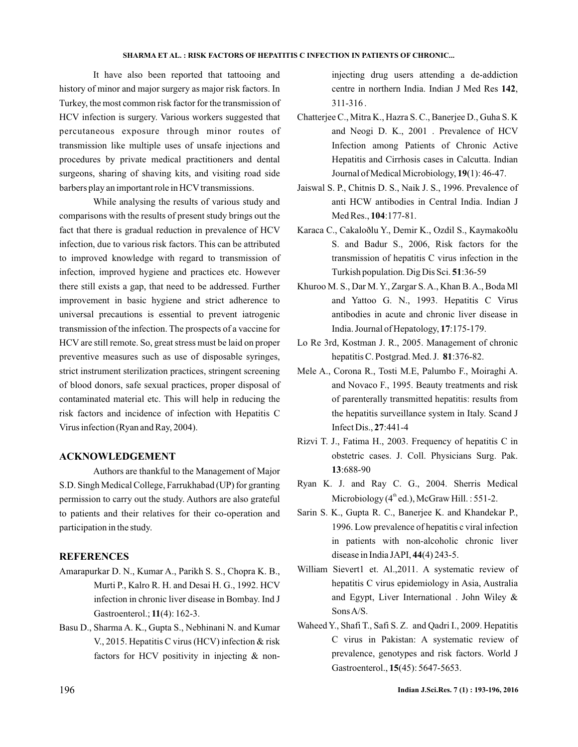It have also been reported that tattooing and history of minor and major surgery as major risk factors. In Turkey, the most common risk factor for the transmission of HCV infection is surgery. Various workers suggested that percutaneous exposure through minor routes of transmission like multiple uses of unsafe injections and procedures by private medical practitioners and dental surgeons, sharing of shaving kits, and visiting road side barbers play an important role in HCV transmissions.

While analysing the results of various study and comparisons with the results of present study brings out the fact that there is gradual reduction in prevalence of HCV infection, due to various risk factors. This can be attributed to improved knowledge with regard to transmission of infection, improved hygiene and practices etc. However there still exists a gap, that need to be addressed. Further improvement in basic hygiene and strict adherence to universal precautions is essential to prevent iatrogenic transmission of the infection. The prospects of a vaccine for HCV are still remote. So, great stress must be laid on proper preventive measures such as use of disposable syringes, strict instrument sterilization practices, stringent screening of blood donors, safe sexual practices, proper disposal of contaminated material etc. This will help in reducing the risk factors and incidence of infection with Hepatitis C Virus infection (Ryan and Ray, 2004).

## ACKNOWLEDGEMENT

Authors are thankful to the Management of Major S.D. Singh Medical College, Farrukhabad (UP) for granting permission to carry out the study. Authors are also grateful to patients and their relatives for their co-operation and participation in the study.

## REFERENCES

Amarapurkar D. N., Kumar A., Parikh S. S., Chopra K. B., Murti P., Kalro R. H. and Desai H. G., 1992. HCV infection in chronic liver disease in Bombay. Ind J Gastroenterol.; **11**(4): 162-3.

Basu D., Sharma A. K., Gupta S., Nebhinani N. and Kumar V., 2015. Hepatitis C virus (HCV) infection & risk factors for HCV positivity in injecting & non-injecting drug users attending a de-addiction centre in northern India. Indian J Med Res **142**, 311-316 .

Chatterjee C., Mitra K., Hazra S. C., Banerjee D., Guha S. K and Neogi D. K., 2001 . Prevalence of HCV Infection among Patients of Chronic Active Hepatitis and Cirrhosis cases in Calcutta. Indian Journal of Medical Microbiology, **19**(1): 46-47.

Jaiswal S. P., Chitnis D. S., Naik J. S., 1996. Prevalence of anti HCW antibodies in Central India. Indian J Med Res., **104**:177-81.

Karaca C., Cakaloðlu Y., Demir K., Ozdil S., Kaymakoðlu S. and Badur S., 2006, Risk factors for the transmission of hepatitis C virus infection in the Turkish population. Dig Dis Sci. **51**:36-59

Khuroo M. S., Dar M. Y., Zargar S. A., Khan B. A., Boda Ml and Yattoo G. N., 1993. Hepatitis C Virus antibodies in acute and chronic liver disease in India. Journal of Hepatology, **17**:175-179.

Lo Re 3rd, Kostman J. R., 2005. Management of chronic hepatitis C. Postgrad. Med. J. **81**:376-82.

Mele A., Corona R., Tosti M.E, Palumbo F., Moiraghi A. and Novaco F., 1995. Beauty treatments and risk of parenterally transmitted hepatitis: results from the hepatitis surveillance system in Italy. Scand J Infect Dis., **27**:441-4

Rizvi T. J., Fatima H., 2003. Frequency of hepatitis C in obstetric cases. J. Coll. Physicians Surg. Pak. **13**:688-90

Ryan K. J. and Ray C. G., 2004. Sherris Medical Microbiology (4th ed.), McGraw Hill. : 551-2.

Sarin S. K., Gupta R. C., Banerjee K. and Khandekar P., 1996. Low prevalence of hepatitis c viral infection in patients with non-alcoholic chronic liver disease in India JAPI, **44**(4) 243-5.

William Sievert1 et. Al.,2011. A systematic review of hepatitis C virus epidemiology in Asia, Australia and Egypt, Liver International . John Wiley & Sons A/S.

Waheed Y., Shafi T., Safi S. Z. and Qadri I., 2009. Hepatitis C virus in Pakistan: A systematic review of prevalence, genotypes and risk factors. World J Gastroenterol., **15**(45): 5647-5653.